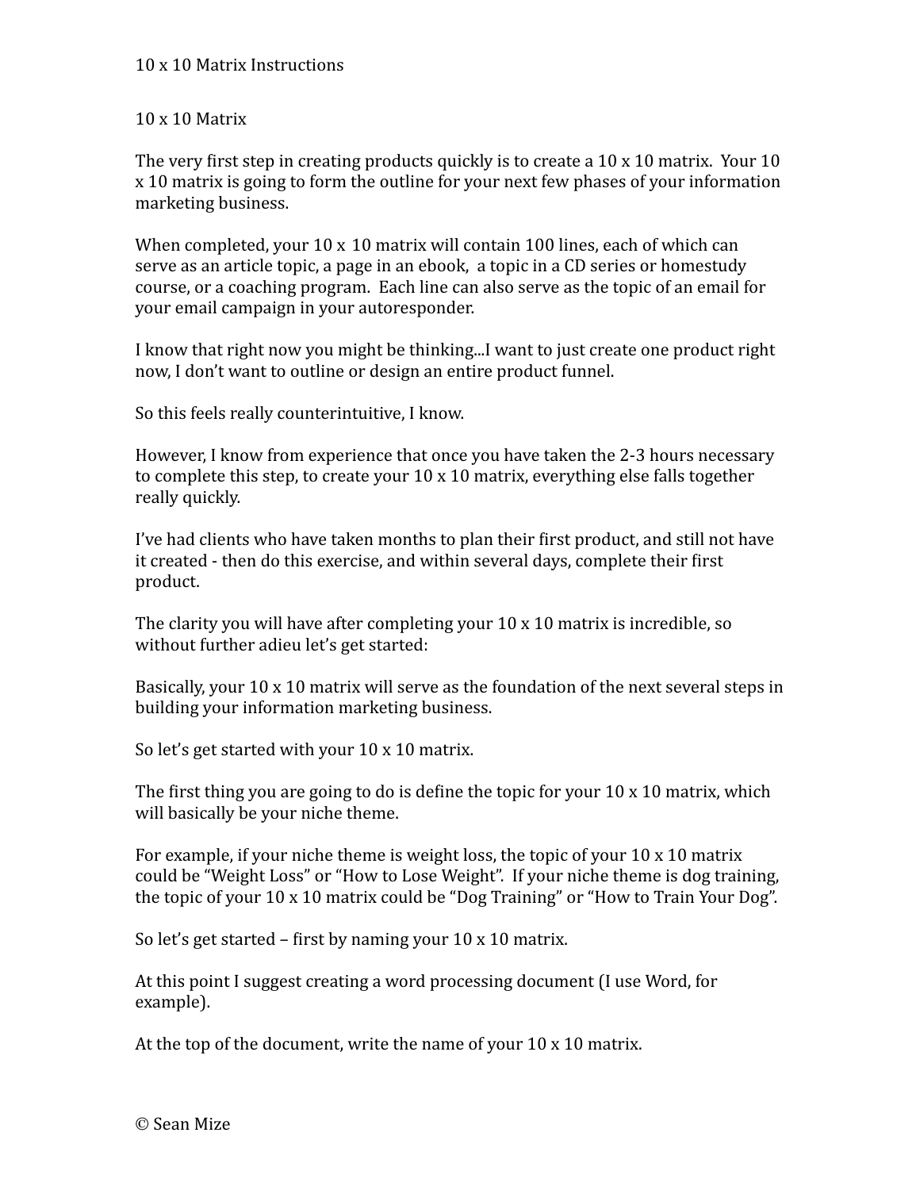# 10 x 10 Matrix Instructions

## 10 x 10 Matrix

The very first step in creating products quickly is to create a 10 x 10 matrix. Your 10 x 10 matrix is going to form the outline for your next few phases of your information marketing business.

When completed, your 10 x 10 matrix will contain 100 lines, each of which can serve as an article topic, a page in an ebook, a topic in a CD series or homestudy course, or a coaching program. Each line can also serve as the topic of an email for your email campaign in your autoresponder.

I know that right now you might be thinking...I want to just create one product right now, I don't want to outline or design an entire product funnel.

So this feels really counterintuitive, I know.

However, I know from experience that once you have taken the 2-3 hours necessary to complete this step, to create your 10 x 10 matrix, everything else falls together really quickly.

I've had clients who have taken months to plan their first product, and still not have it created - then do this exercise, and within several days, complete their first product.

The clarity you will have after completing your 10 x 10 matrix is incredible, so without further adieu let's get started:

Basically, your 10 x 10 matrix will serve as the foundation of the next several steps in building your information marketing business.

So let's get started with your 10 x 10 matrix.

The first thing you are going to do is define the topic for your 10 x 10 matrix, which will basically be your niche theme.

For example, if your niche theme is weight loss, the topic of your 10 x 10 matrix could be "Weight Loss" or "How to Lose Weight". If your niche theme is dog training, the topic of your 10 x 10 matrix could be "Dog Training" or "How to Train Your Dog".

So let's get started – first by naming your 10 x 10 matrix.

At this point I suggest creating a word processing document (I use Word, for example).

At the top of the document, write the name of your 10 x 10 matrix.

© Sean Mize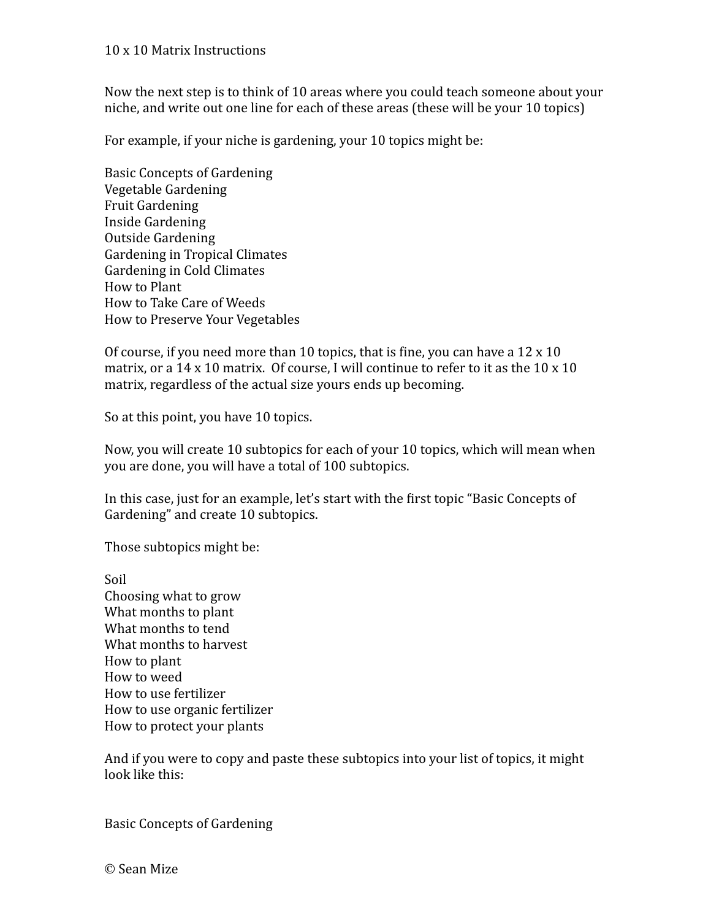10 x 10 Matrix Instructions

Now the next step is to think of 10 areas where you could teach someone about your niche, and write out one line for each of these areas (these will be your 10 topics)

For example, if your niche is gardening, your 10 topics might be:

Basic Concepts of Gardening
Vegetable Gardening
Fruit Gardening
Inside Gardening
Outside Gardening
Gardening in Tropical Climates
Gardening in Cold Climates
How to Plant
How to Take Care of Weeds
How to Preserve Your Vegetables

Of course, if you need more than 10 topics, that is fine, you can have a 12 x 10 matrix, or a 14 x 10 matrix. Of course, I will continue to refer to it as the 10 x 10 matrix, regardless of the actual size yours ends up becoming.

So at this point, you have 10 topics.

Now, you will create 10 subtopics for each of your 10 topics, which will mean when you are done, you will have a total of 100 subtopics.

In this case, just for an example, let's start with the first topic "Basic Concepts of Gardening" and create 10 subtopics.

Those subtopics might be:

Soil
Choosing what to grow
What months to plant
What months to tend
What months to harvest
How to plant
How to weed
How to use fertilizer
How to use organic fertilizer
How to protect your plants

And if you were to copy and paste these subtopics into your list of topics, it might look like this:

Basic Concepts of Gardening

© Sean Mize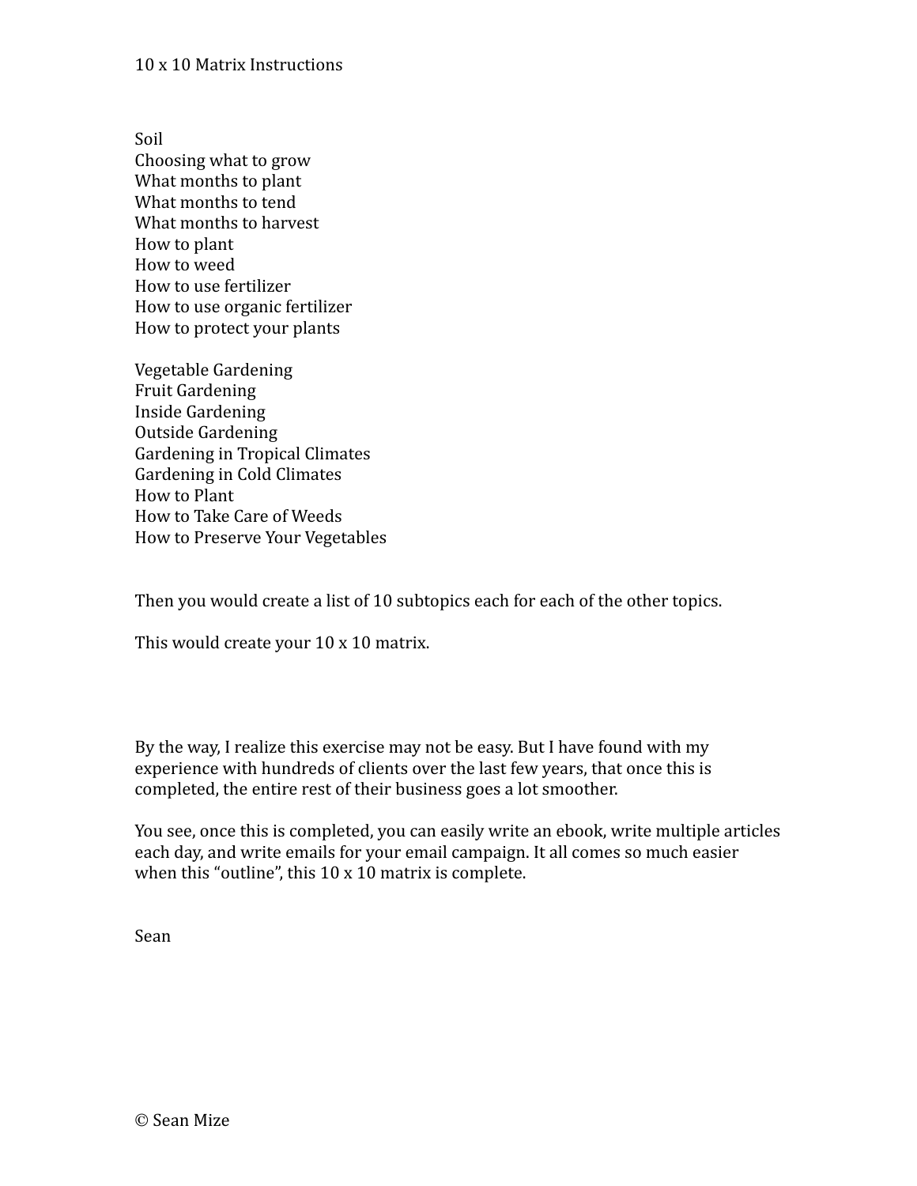10 x 10 Matrix Instructions

Soil
Choosing what to grow
What months to plant
What months to tend
What months to harvest
How to plant
How to weed
How to use fertilizer
How to use organic fertilizer
How to protect your plants

Vegetable Gardening
Fruit Gardening
Inside Gardening
Outside Gardening
Gardening in Tropical Climates
Gardening in Cold Climates
How to Plant
How to Take Care of Weeds
How to Preserve Your Vegetables

Then you would create a list of 10 subtopics each for each of the other topics.

This would create your 10 x 10 matrix.

By the way, I realize this exercise may not be easy. But I have found with my experience with hundreds of clients over the last few years, that once this is completed, the entire rest of their business goes a lot smoother.

You see, once this is completed, you can easily write an ebook, write multiple articles each day, and write emails for your email campaign. It all comes so much easier when this "outline", this 10 x 10 matrix is complete.

Sean

© Sean Mize